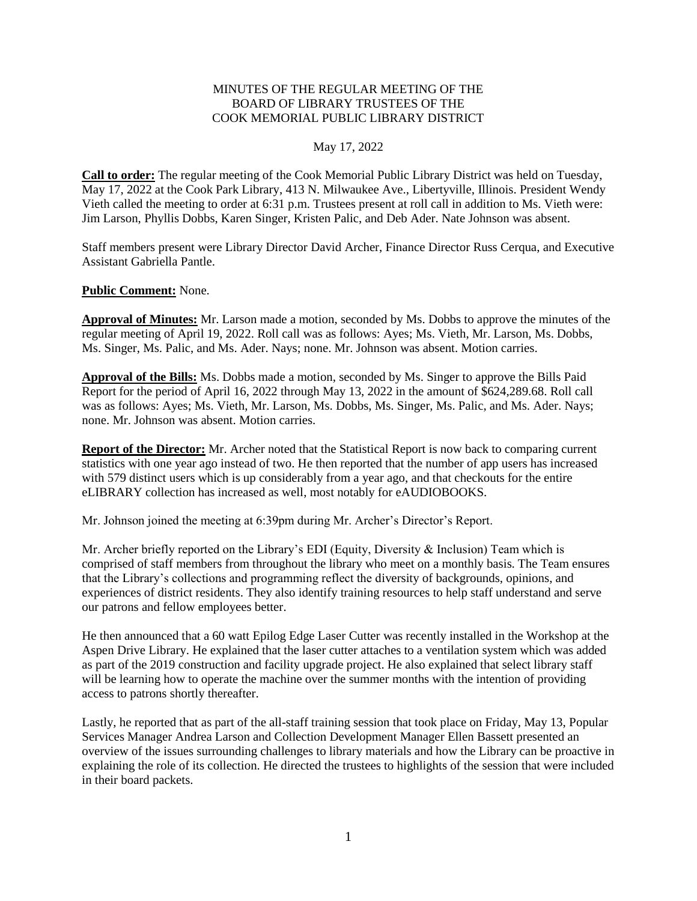# MINUTES OF THE REGULAR MEETING OF THE BOARD OF LIBRARY TRUSTEES OF THE COOK MEMORIAL PUBLIC LIBRARY DISTRICT

May 17, 2022

**Call to order:** The regular meeting of the Cook Memorial Public Library District was held on Tuesday, May 17, 2022 at the Cook Park Library, 413 N. Milwaukee Ave., Libertyville, Illinois. President Wendy Vieth called the meeting to order at 6:31 p.m. Trustees present at roll call in addition to Ms. Vieth were: Jim Larson, Phyllis Dobbs, Karen Singer, Kristen Palic, and Deb Ader. Nate Johnson was absent.

Staff members present were Library Director David Archer, Finance Director Russ Cerqua, and Executive Assistant Gabriella Pantle.

**Public Comment:** None.

**Approval of Minutes:** Mr. Larson made a motion, seconded by Ms. Dobbs to approve the minutes of the regular meeting of April 19, 2022. Roll call was as follows: Ayes; Ms. Vieth, Mr. Larson, Ms. Dobbs, Ms. Singer, Ms. Palic, and Ms. Ader. Nays; none. Mr. Johnson was absent. Motion carries.

**Approval of the Bills:** Ms. Dobbs made a motion, seconded by Ms. Singer to approve the Bills Paid Report for the period of April 16, 2022 through May 13, 2022 in the amount of $624,289.68. Roll call was as follows: Ayes; Ms. Vieth, Mr. Larson, Ms. Dobbs, Ms. Singer, Ms. Palic, and Ms. Ader. Nays; none. Mr. Johnson was absent. Motion carries.

**Report of the Director:** Mr. Archer noted that the Statistical Report is now back to comparing current statistics with one year ago instead of two. He then reported that the number of app users has increased with 579 distinct users which is up considerably from a year ago, and that checkouts for the entire eLIBRARY collection has increased as well, most notably for eAUDIOBOOKS.

Mr. Johnson joined the meeting at 6:39pm during Mr. Archer's Director's Report.

Mr. Archer briefly reported on the Library's EDI (Equity, Diversity & Inclusion) Team which is comprised of staff members from throughout the library who meet on a monthly basis. The Team ensures that the Library's collections and programming reflect the diversity of backgrounds, opinions, and experiences of district residents. They also identify training resources to help staff understand and serve our patrons and fellow employees better.

He then announced that a 60 watt Epilog Edge Laser Cutter was recently installed in the Workshop at the Aspen Drive Library. He explained that the laser cutter attaches to a ventilation system which was added as part of the 2019 construction and facility upgrade project. He also explained that select library staff will be learning how to operate the machine over the summer months with the intention of providing access to patrons shortly thereafter.

Lastly, he reported that as part of the all-staff training session that took place on Friday, May 13, Popular Services Manager Andrea Larson and Collection Development Manager Ellen Bassett presented an overview of the issues surrounding challenges to library materials and how the Library can be proactive in explaining the role of its collection. He directed the trustees to highlights of the session that were included in their board packets.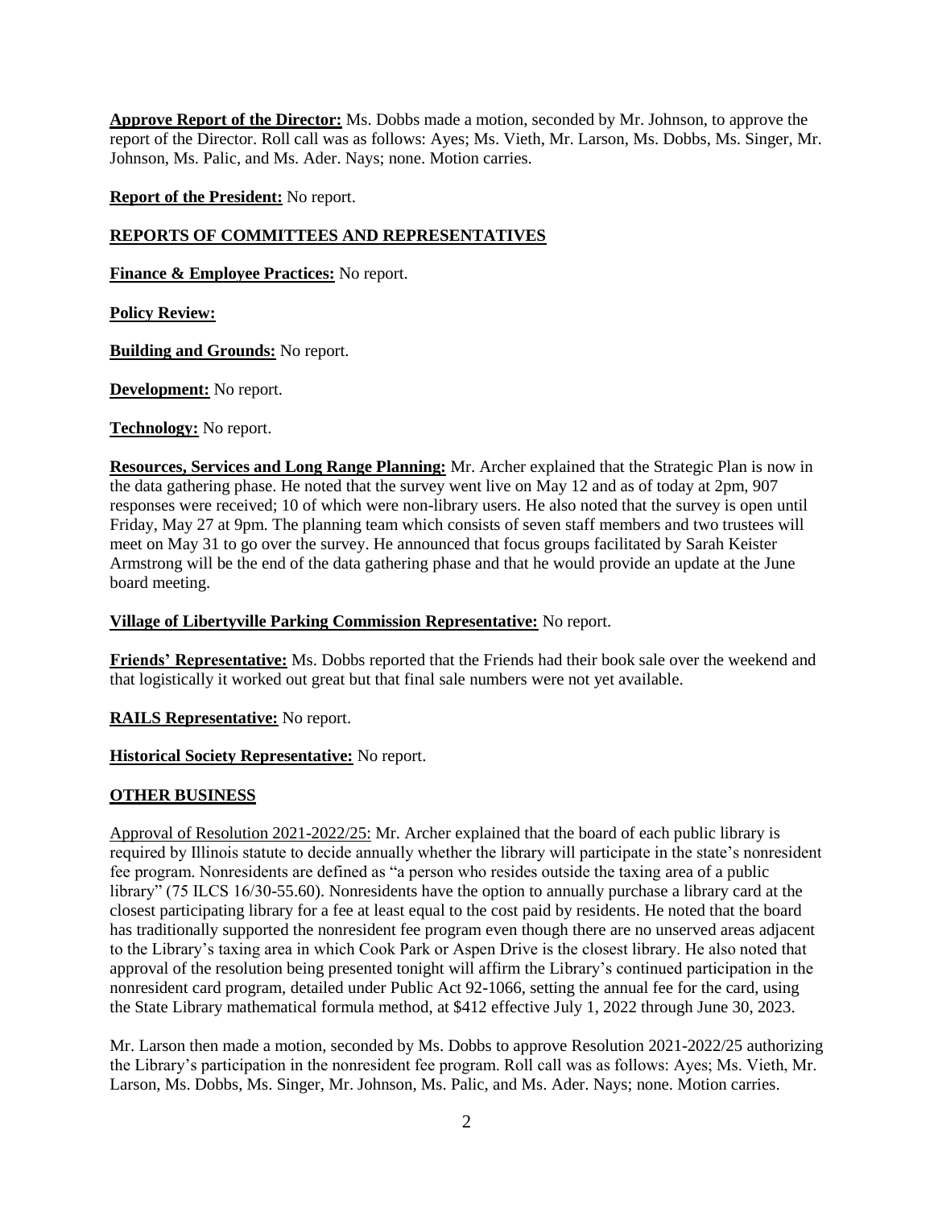**Approve Report of the Director:** Ms. Dobbs made a motion, seconded by Mr. Johnson, to approve the report of the Director. Roll call was as follows: Ayes; Ms. Vieth, Mr. Larson, Ms. Dobbs, Ms. Singer, Mr. Johnson, Ms. Palic, and Ms. Ader. Nays; none. Motion carries.

**Report of the President:** No report.

**REPORTS OF COMMITTEES AND REPRESENTATIVES**

**Finance & Employee Practices:** No report.

**Policy Review:**

**Building and Grounds:** No report.

**Development:** No report.

**Technology:** No report.

**Resources, Services and Long Range Planning:** Mr. Archer explained that the Strategic Plan is now in the data gathering phase. He noted that the survey went live on May 12 and as of today at 2pm, 907 responses were received; 10 of which were non-library users. He also noted that the survey is open until Friday, May 27 at 9pm. The planning team which consists of seven staff members and two trustees will meet on May 31 to go over the survey. He announced that focus groups facilitated by Sarah Keister Armstrong will be the end of the data gathering phase and that he would provide an update at the June board meeting.

**Village of Libertyville Parking Commission Representative:** No report.

**Friends' Representative:** Ms. Dobbs reported that the Friends had their book sale over the weekend and that logistically it worked out great but that final sale numbers were not yet available.

**RAILS Representative:** No report.

**Historical Society Representative:** No report.

**OTHER BUSINESS**

Approval of Resolution 2021-2022/25: Mr. Archer explained that the board of each public library is required by Illinois statute to decide annually whether the library will participate in the state's nonresident fee program. Nonresidents are defined as "a person who resides outside the taxing area of a public library" (75 ILCS 16/30-55.60). Nonresidents have the option to annually purchase a library card at the closest participating library for a fee at least equal to the cost paid by residents. He noted that the board has traditionally supported the nonresident fee program even though there are no unserved areas adjacent to the Library's taxing area in which Cook Park or Aspen Drive is the closest library. He also noted that approval of the resolution being presented tonight will affirm the Library's continued participation in the nonresident card program, detailed under Public Act 92-1066, setting the annual fee for the card, using the State Library mathematical formula method, at $412 effective July 1, 2022 through June 30, 2023.

Mr. Larson then made a motion, seconded by Ms. Dobbs to approve Resolution 2021-2022/25 authorizing the Library's participation in the nonresident fee program. Roll call was as follows: Ayes; Ms. Vieth, Mr. Larson, Ms. Dobbs, Ms. Singer, Mr. Johnson, Ms. Palic, and Ms. Ader. Nays; none. Motion carries.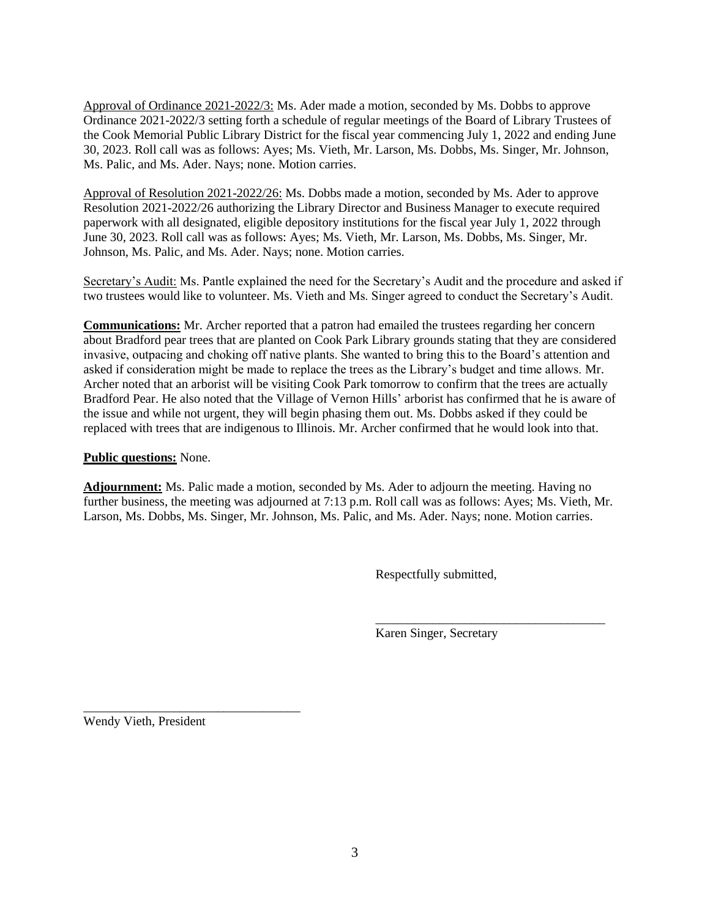Approval of Ordinance 2021-2022/3: Ms. Ader made a motion, seconded by Ms. Dobbs to approve Ordinance 2021-2022/3 setting forth a schedule of regular meetings of the Board of Library Trustees of the Cook Memorial Public Library District for the fiscal year commencing July 1, 2022 and ending June 30, 2023. Roll call was as follows: Ayes; Ms. Vieth, Mr. Larson, Ms. Dobbs, Ms. Singer, Mr. Johnson, Ms. Palic, and Ms. Ader. Nays; none. Motion carries.

Approval of Resolution 2021-2022/26: Ms. Dobbs made a motion, seconded by Ms. Ader to approve Resolution 2021-2022/26 authorizing the Library Director and Business Manager to execute required paperwork with all designated, eligible depository institutions for the fiscal year July 1, 2022 through June 30, 2023. Roll call was as follows: Ayes; Ms. Vieth, Mr. Larson, Ms. Dobbs, Ms. Singer, Mr. Johnson, Ms. Palic, and Ms. Ader. Nays; none. Motion carries.

Secretary's Audit: Ms. Pantle explained the need for the Secretary's Audit and the procedure and asked if two trustees would like to volunteer. Ms. Vieth and Ms. Singer agreed to conduct the Secretary's Audit.

**Communications:** Mr. Archer reported that a patron had emailed the trustees regarding her concern about Bradford pear trees that are planted on Cook Park Library grounds stating that they are considered invasive, outpacing and choking off native plants. She wanted to bring this to the Board's attention and asked if consideration might be made to replace the trees as the Library's budget and time allows. Mr. Archer noted that an arborist will be visiting Cook Park tomorrow to confirm that the trees are actually Bradford Pear. He also noted that the Village of Vernon Hills' arborist has confirmed that he is aware of the issue and while not urgent, they will begin phasing them out. Ms. Dobbs asked if they could be replaced with trees that are indigenous to Illinois. Mr. Archer confirmed that he would look into that.

**Public questions:** None.

**Adjournment:** Ms. Palic made a motion, seconded by Ms. Ader to adjourn the meeting. Having no further business, the meeting was adjourned at 7:13 p.m. Roll call was as follows: Ayes; Ms. Vieth, Mr. Larson, Ms. Dobbs, Ms. Singer, Mr. Johnson, Ms. Palic, and Ms. Ader. Nays; none. Motion carries.

Respectfully submitted,

_____________________________________
Karen Singer, Secretary

_________________________________
Wendy Vieth, President